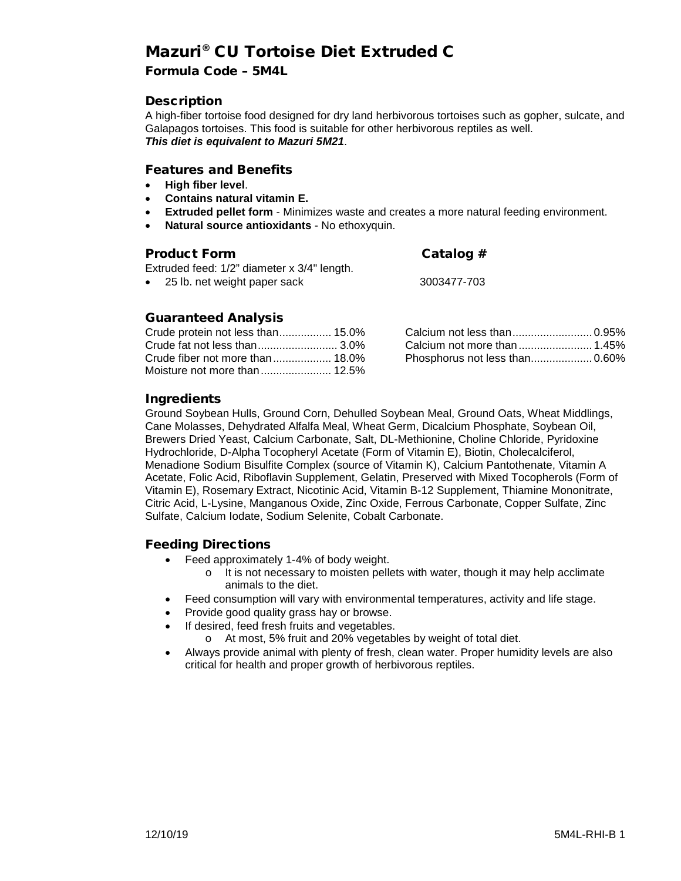# Mazuri® CU Tortoise Diet Extruded C

## Formula Code – 5M4L

### Description

A high-fiber tortoise food designed for dry land herbivorous tortoises such as gopher, sulcate, and Galapagos tortoises. This food is suitable for other herbivorous reptiles as well.
***This diet is equivalent to Mazuri 5M21***.

### Features and Benefits

- **High fiber level**.
- **Contains natural vitamin E.**
- **Extruded pellet form** - Minimizes waste and creates a more natural feeding environment.
- **Natural source antioxidants** - No ethoxyquin.

### Product Form

Extruded feed: 1/2" diameter x 3/4" length.

| Product Form | Catalog # |
| --- | --- |
| 25 lb. net weight paper sack | 3003477-703 |

### Guaranteed Analysis

| Nutrient | Value |
| --- | --- |
| Crude protein not less than | 15.0% |
| Crude fat not less than | 3.0% |
| Crude fiber not more than | 18.0% |
| Moisture not more than | 12.5% |
| Calcium not less than | 0.95% |
| Calcium not more than | 1.45% |
| Phosphorus not less than | 0.60% |

### Ingredients

Ground Soybean Hulls, Ground Corn, Dehulled Soybean Meal, Ground Oats, Wheat Middlings, Cane Molasses, Dehydrated Alfalfa Meal, Wheat Germ, Dicalcium Phosphate, Soybean Oil, Brewers Dried Yeast, Calcium Carbonate, Salt, DL-Methionine, Choline Chloride, Pyridoxine Hydrochloride, D-Alpha Tocopheryl Acetate (Form of Vitamin E), Biotin, Cholecalciferol, Menadione Sodium Bisulfite Complex (source of Vitamin K), Calcium Pantothenate, Vitamin A Acetate, Folic Acid, Riboflavin Supplement, Gelatin, Preserved with Mixed Tocopherols (Form of Vitamin E), Rosemary Extract, Nicotinic Acid, Vitamin B-12 Supplement, Thiamine Mononitrate, Citric Acid, L-Lysine, Manganous Oxide, Zinc Oxide, Ferrous Carbonate, Copper Sulfate, Zinc Sulfate, Calcium Iodate, Sodium Selenite, Cobalt Carbonate.

### Feeding Directions

- Feed approximately 1-4% of body weight.
  - It is not necessary to moisten pellets with water, though it may help acclimate animals to the diet.
- Feed consumption will vary with environmental temperatures, activity and life stage.
- Provide good quality grass hay or browse.
- If desired, feed fresh fruits and vegetables.
  - At most, 5% fruit and 20% vegetables by weight of total diet.
- Always provide animal with plenty of fresh, clean water. Proper humidity levels are also critical for health and proper growth of herbivorous reptiles.

12/10/19 5M4L-RHI-B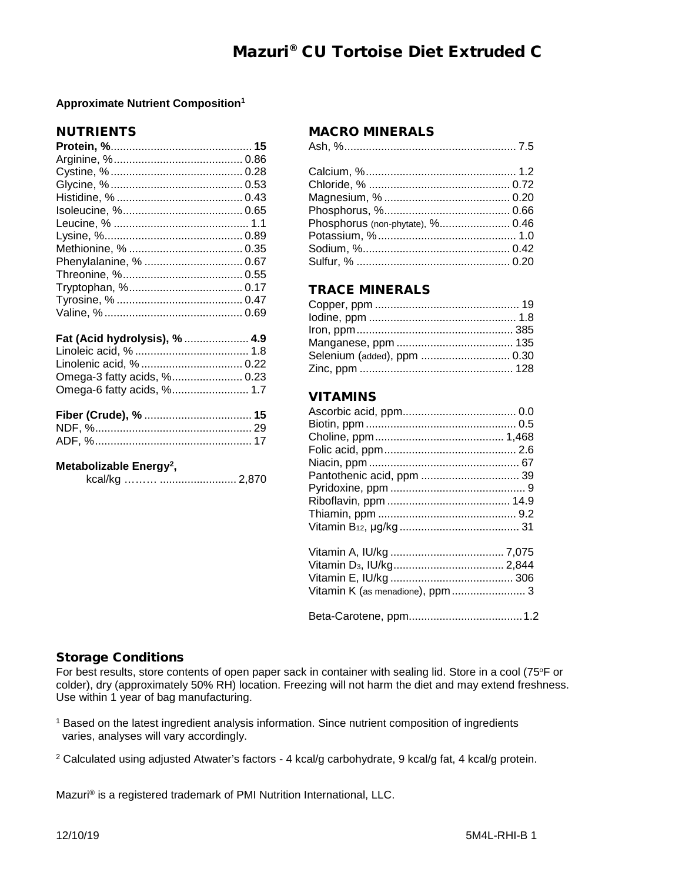# Mazuri® CU Tortoise Diet Extruded C

**Approximate Nutrient Composition[1]**

## NUTRIENTS

| | |
|---|---|
| **Protein, %** | **15** |
| Arginine, % | 0.86 |
| Cystine, % | 0.28 |
| Glycine, % | 0.53 |
| Histidine, % | 0.43 |
| Isoleucine, % | 0.65 |
| Leucine, % | 1.1 |
| Lysine, % | 0.89 |
| Methionine, % | 0.35 |
| Phenylalanine, % | 0.67 |
| Threonine, % | 0.55 |
| Tryptophan, % | 0.17 |
| Tyrosine, % | 0.47 |
| Valine, % | 0.69 |

| | |
|---|---|
| **Fat (Acid hydrolysis), %** | **4.9** |
| Linoleic acid, % | 1.8 |
| Linolenic acid, % | 0.22 |
| Omega-3 fatty acids, % | 0.23 |
| Omega-6 fatty acids, % | 1.7 |

| | |
|---|---|
| **Fiber (Crude), %** | **15** |
| NDF, % | 29 |
| ADF, % | 17 |

**Metabolizable Energy[2],**

| | |
|---|---|
| kcal/kg | 2,870 |

## MACRO MINERALS

| | |
|---|---|
| Ash, % | 7.5 |
| Calcium, % | 1.2 |
| Chloride, % | 0.72 |
| Magnesium, % | 0.20 |
| Phosphorus, % | 0.66 |
| Phosphorus (non-phytate), % | 0.46 |
| Potassium, % | 1.0 |
| Sodium, % | 0.42 |
| Sulfur, % | 0.20 |

## TRACE MINERALS

| | |
|---|---|
| Copper, ppm | 19 |
| Iodine, ppm | 1.8 |
| Iron, ppm | 385 |
| Manganese, ppm | 135 |
| Selenium (added), ppm | 0.30 |
| Zinc, ppm | 128 |

## VITAMINS

| | |
|---|---|
| Ascorbic acid, ppm | 0.0 |
| Biotin, ppm | 0.5 |
| Choline, ppm | 1,468 |
| Folic acid, ppm | 2.6 |
| Niacin, ppm | 67 |
| Pantothenic acid, ppm | 39 |
| Pyridoxine, ppm | 9 |
| Riboflavin, ppm | 14.9 |
| Thiamin, ppm | 9.2 |
| Vitamin $B_{12}$, µg/kg | 31 |

| | |
|---|---|
| Vitamin A, IU/kg | 7,075 |
| Vitamin $D_3$, IU/kg | 2,844 |
| Vitamin E, IU/kg | 306 |
| Vitamin K (as menadione), ppm | 3 |

| | |
|---|---|
| Beta-Carotene, ppm | 1.2 |

## Storage Conditions

For best results, store contents of open paper sack in container with sealing lid. Store in a cool (75°F or colder), dry (approximately 50% RH) location. Freezing will not harm the diet and may extend freshness. Use within 1 year of bag manufacturing.

[1] Based on the latest ingredient analysis information. Since nutrient composition of ingredients varies, analyses will vary accordingly.

[2] Calculated using adjusted Atwater's factors - 4 kcal/g carbohydrate, 9 kcal/g fat, 4 kcal/g protein.

Mazuri® is a registered trademark of PMI Nutrition International, LLC.

12/10/19 5M4L-RHI-B 1